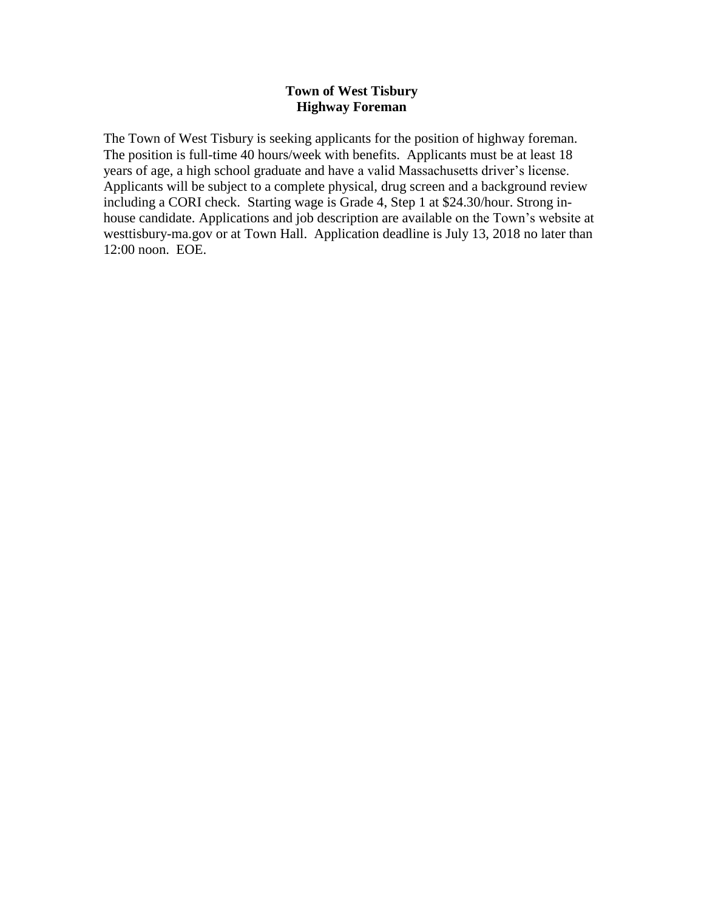**Town of West Tisbury**
**Highway Foreman**

The Town of West Tisbury is seeking applicants for the position of highway foreman. The position is full-time 40 hours/week with benefits. Applicants must be at least 18 years of age, a high school graduate and have a valid Massachusetts driver's license. Applicants will be subject to a complete physical, drug screen and a background review including a CORI check. Starting wage is Grade 4, Step 1 at $24.30/hour. Strong in-house candidate. Applications and job description are available on the Town's website at westtisbury-ma.gov or at Town Hall. Application deadline is July 13, 2018 no later than 12:00 noon. EOE.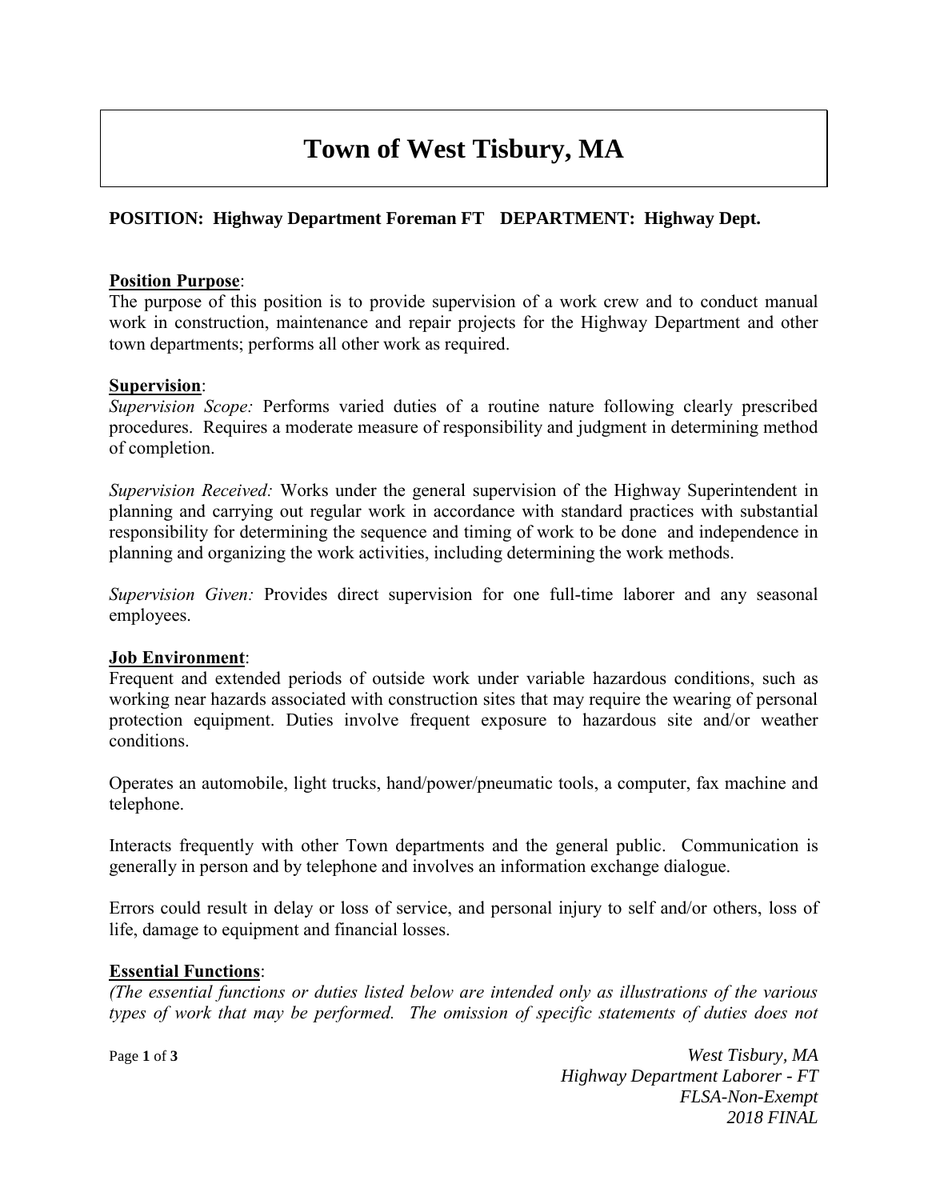# Town of West Tisbury, MA

**POSITION: Highway Department Foreman FT DEPARTMENT: Highway Dept.**

**Position Purpose**:
The purpose of this position is to provide supervision of a work crew and to conduct manual work in construction, maintenance and repair projects for the Highway Department and other town departments; performs all other work as required.

**Supervision**:
*Supervision Scope:* Performs varied duties of a routine nature following clearly prescribed procedures. Requires a moderate measure of responsibility and judgment in determining method of completion.

*Supervision Received:* Works under the general supervision of the Highway Superintendent in planning and carrying out regular work in accordance with standard practices with substantial responsibility for determining the sequence and timing of work to be done and independence in planning and organizing the work activities, including determining the work methods.

*Supervision Given:* Provides direct supervision for one full-time laborer and any seasonal employees.

**Job Environment**:
Frequent and extended periods of outside work under variable hazardous conditions, such as working near hazards associated with construction sites that may require the wearing of personal protection equipment. Duties involve frequent exposure to hazardous site and/or weather conditions.

Operates an automobile, light trucks, hand/power/pneumatic tools, a computer, fax machine and telephone.

Interacts frequently with other Town departments and the general public. Communication is generally in person and by telephone and involves an information exchange dialogue.

Errors could result in delay or loss of service, and personal injury to self and/or others, loss of life, damage to equipment and financial losses.

**Essential Functions**:
*(The essential functions or duties listed below are intended only as illustrations of the various types of work that may be performed. The omission of specific statements of duties does not*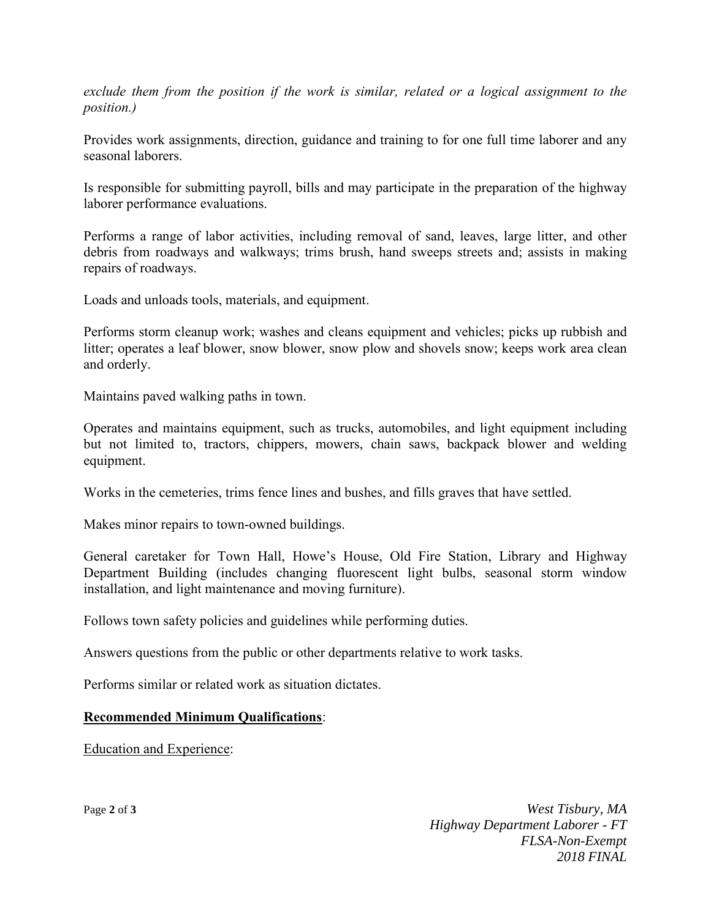*exclude them from the position if the work is similar, related or a logical assignment to the position.)*

Provides work assignments, direction, guidance and training to for one full time laborer and any seasonal laborers.

Is responsible for submitting payroll, bills and may participate in the preparation of the highway laborer performance evaluations.

Performs a range of labor activities, including removal of sand, leaves, large litter, and other debris from roadways and walkways; trims brush, hand sweeps streets and; assists in making repairs of roadways.

Loads and unloads tools, materials, and equipment.

Performs storm cleanup work; washes and cleans equipment and vehicles; picks up rubbish and litter; operates a leaf blower, snow blower, snow plow and shovels snow; keeps work area clean and orderly.

Maintains paved walking paths in town.

Operates and maintains equipment, such as trucks, automobiles, and light equipment including but not limited to, tractors, chippers, mowers, chain saws, backpack blower and welding equipment.

Works in the cemeteries, trims fence lines and bushes, and fills graves that have settled.

Makes minor repairs to town-owned buildings.

General caretaker for Town Hall, Howe's House, Old Fire Station, Library and Highway Department Building (includes changing fluorescent light bulbs, seasonal storm window installation, and light maintenance and moving furniture).

Follows town safety policies and guidelines while performing duties.

Answers questions from the public or other departments relative to work tasks.

Performs similar or related work as situation dictates.

## **Recommended Minimum Qualifications**:

Education and Experience: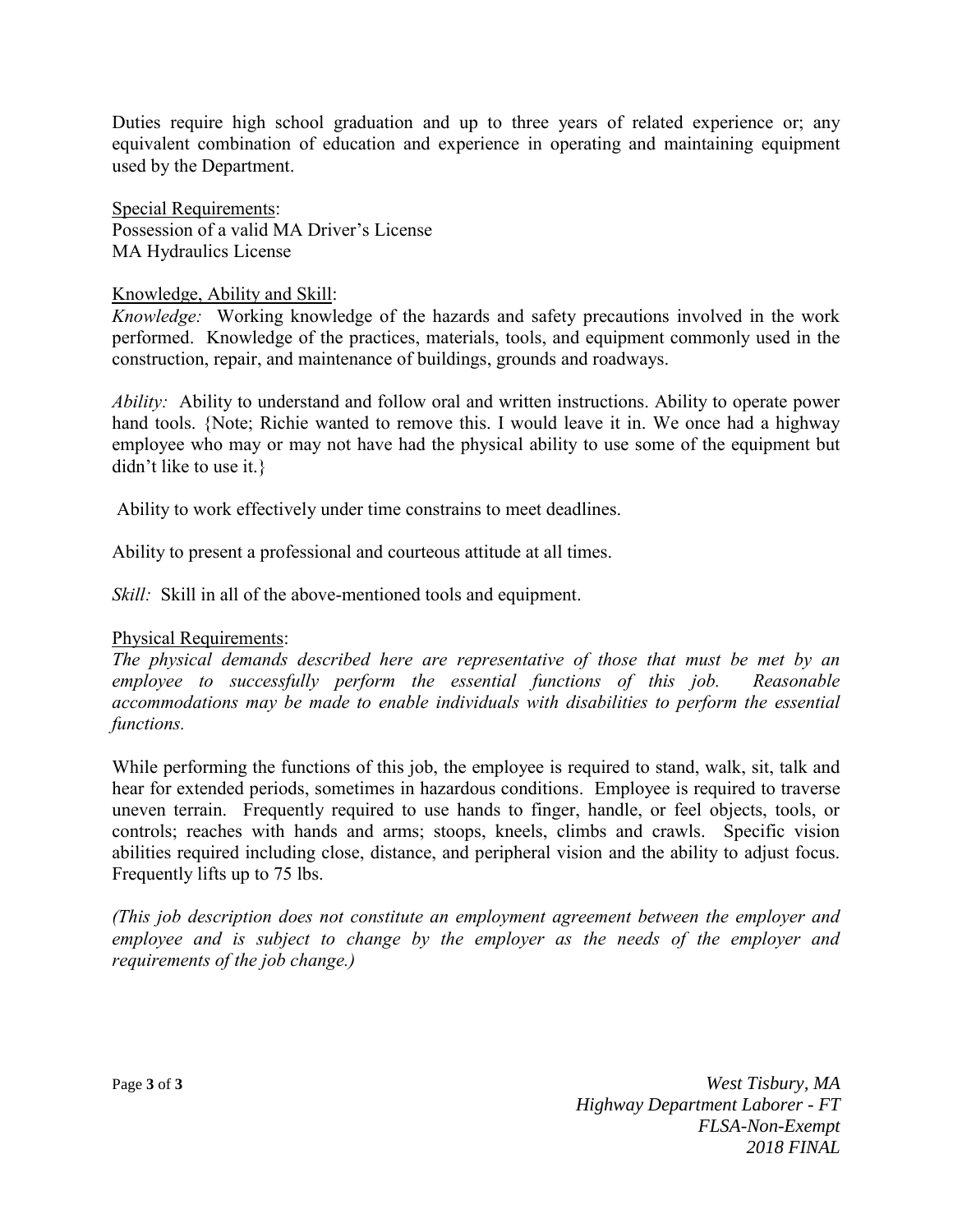Duties require high school graduation and up to three years of related experience or; any equivalent combination of education and experience in operating and maintaining equipment used by the Department.

Special Requirements:
Possession of a valid MA Driver's License
MA Hydraulics License

Knowledge, Ability and Skill:
*Knowledge:* Working knowledge of the hazards and safety precautions involved in the work performed. Knowledge of the practices, materials, tools, and equipment commonly used in the construction, repair, and maintenance of buildings, grounds and roadways.

*Ability:* Ability to understand and follow oral and written instructions. Ability to operate power hand tools. {Note; Richie wanted to remove this. I would leave it in. We once had a highway employee who may or may not have had the physical ability to use some of the equipment but didn't like to use it.}

Ability to work effectively under time constrains to meet deadlines.

Ability to present a professional and courteous attitude at all times.

*Skill:* Skill in all of the above-mentioned tools and equipment.

Physical Requirements:
*The physical demands described here are representative of those that must be met by an employee to successfully perform the essential functions of this job. Reasonable accommodations may be made to enable individuals with disabilities to perform the essential functions.*

While performing the functions of this job, the employee is required to stand, walk, sit, talk and hear for extended periods, sometimes in hazardous conditions. Employee is required to traverse uneven terrain. Frequently required to use hands to finger, handle, or feel objects, tools, or controls; reaches with hands and arms; stoops, kneels, climbs and crawls. Specific vision abilities required including close, distance, and peripheral vision and the ability to adjust focus. Frequently lifts up to 75 lbs.

*(This job description does not constitute an employment agreement between the employer and employee and is subject to change by the employer as the needs of the employer and requirements of the job change.)*